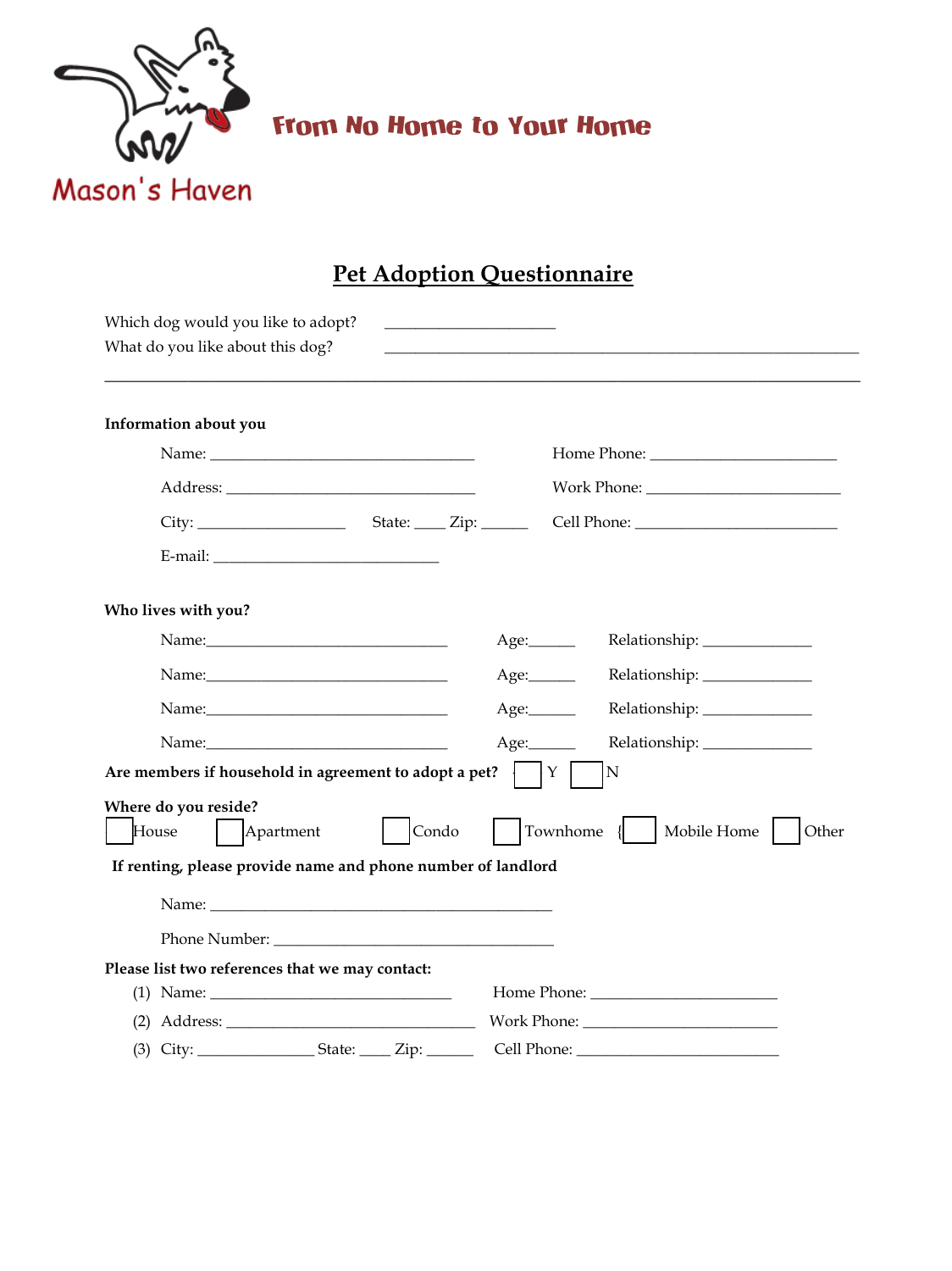Mason's Haven

From No Home to Your Home

# Pet Adoption Questionnaire

Which dog would you like to adopt? ____________________

What do you like about this dog? ____________________________________________________________

______________________________________________________________________________

**Information about you**

Name: _________________________________ Home Phone: _______________________

Address: _______________________________ Work Phone: _______________________

City: __________________ State: ____ Zip: ______ Cell Phone: _________________________

E-mail: ____________________________

**Who lives with you?**

Name:______________________________ Age:______ Relationship: _____________

Name:______________________________ Age:______ Relationship: _____________

Name:______________________________ Age:______ Relationship: _____________

Name:______________________________ Age:______ Relationship: _____________

**Are members if household in agreement to adopt a pet?** ☐ Y ☐ N

**Where do you reside?**

☐ House ☐ Apartment ☐ Condo ☐ Townhome ☐ Mobile Home ☐ Other

**If renting, please provide name and phone number of landlord**

Name: ____________________________________________

Phone Number: ____________________________________

**Please list two references that we may contact:**

(1) Name: _______________________________ Home Phone: ________________________

(2) Address: _____________________________ Work Phone: ________________________

(3) City: ______________ State: ____ Zip: ______ Cell Phone: _________________________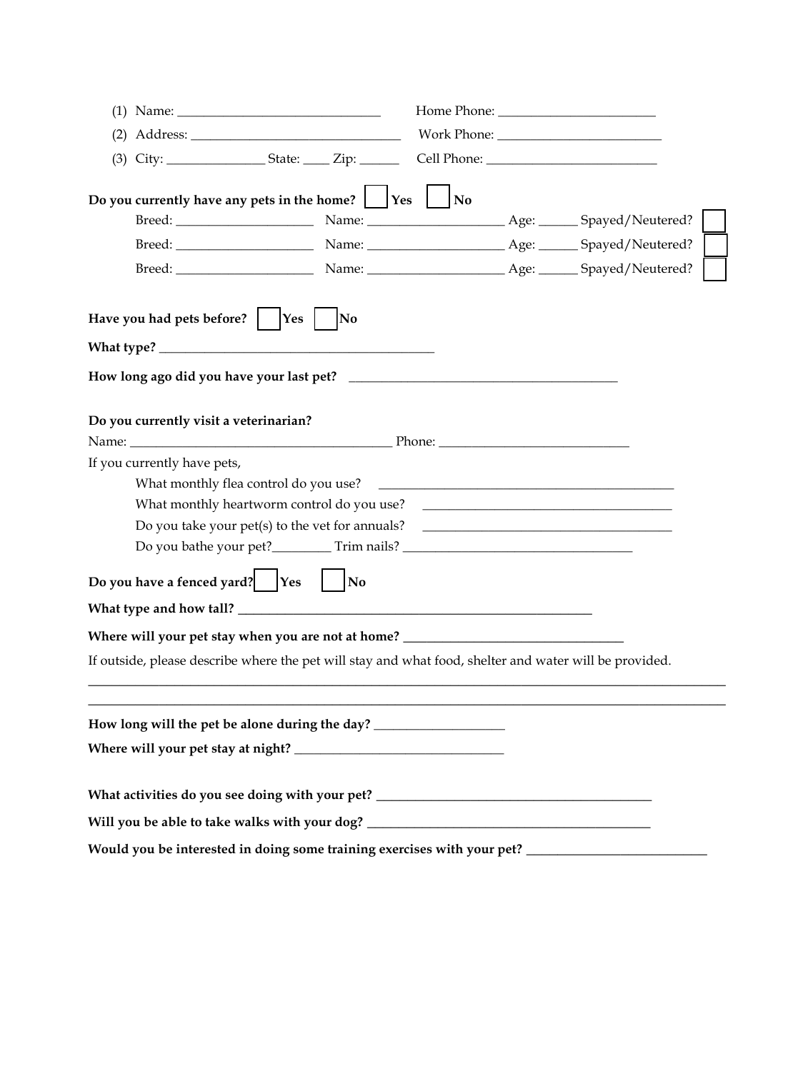(1) Name: ______________________________ Home Phone: _______________________

(2) Address: _______________________________ Work Phone: ________________________

(3) City: ______________ State: ____ Zip: ______ Cell Phone: _________________________

**Do you currently have any pets in the home?** ☐ **Yes** ☐ **No**

Breed: ____________________ Name: ____________________ Age: ______ Spayed/Neutered? ☐

Breed: ____________________ Name: ____________________ Age: ______ Spayed/Neutered? ☐

Breed: ____________________ Name: ____________________ Age: ______ Spayed/Neutered? ☐

**Have you had pets before?** ☐ **Yes** ☐ **No**

**What type?** ________________________________________

**How long ago did you have your last pet?** ________________________________________

**Do you currently visit a veterinarian?**

Name: ______________________________________ Phone: ____________________________

If you currently have pets,

What monthly flea control do you use? ____________________________________________

What monthly heartworm control do you use? ______________________________________

Do you take your pet(s) to the vet for annuals? ______________________________________

Do you bathe your pet?_________ Trim nails? ___________________________________

**Do you have a fenced yard?** ☐ **Yes** ☐ **No**

**What type and how tall?** _______________________________________________________

**Where will your pet stay when you are not at home?** _________________________________

If outside, please describe where the pet will stay and what food, shelter and water will be provided.

______________________________________________________________________________________________

______________________________________________________________________________________________

**How long will the pet be alone during the day?** ____________________

**Where will your pet stay at night?** ________________________________

**What activities do you see doing with your pet?** __________________________________________

**Will you be able to take walks with your dog?** ___________________________________________

**Would you be interested in doing some training exercises with your pet?** ___________________________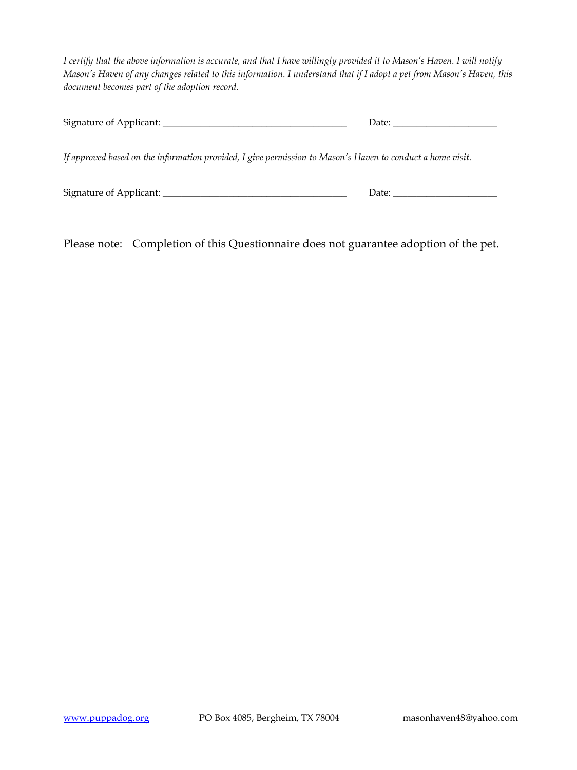*I certify that the above information is accurate, and that I have willingly provided it to Mason's Haven. I will notify Mason's Haven of any changes related to this information. I understand that if I adopt a pet from Mason's Haven, this document becomes part of the adoption record.*

Signature of Applicant: _______________________________________ Date: ______________________

*If approved based on the information provided, I give permission to Mason's Haven to conduct a home visit.*

Signature of Applicant: _______________________________________ Date: ______________________

Please note: Completion of this Questionnaire does not guarantee adoption of the pet.

www.puppadog.org PO Box 4085, Bergheim, TX 78004 masonhaven48@yahoo.com